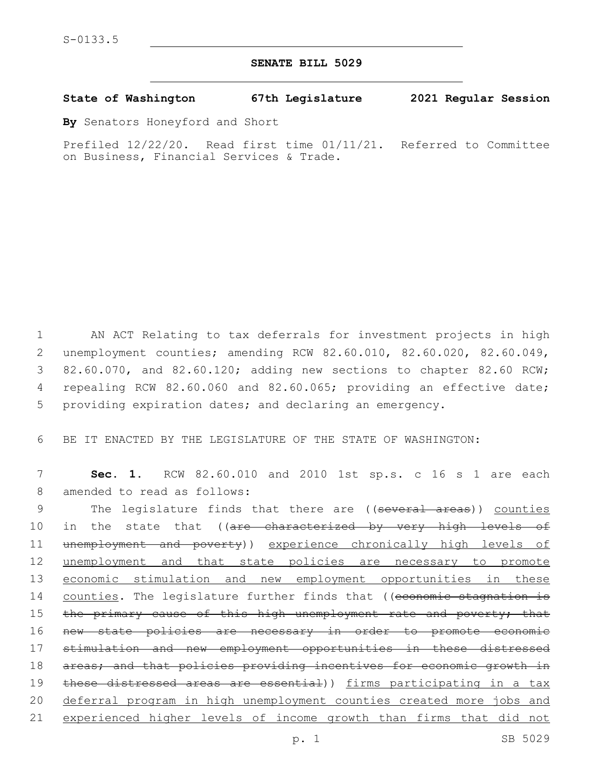S-0133.5

## SENATE BILL 5029

**State of Washington 67th Legislature 2021 Regular Session**

**By** Senators Honeyford and Short

Prefiled 12/22/20. Read first time 01/11/21. Referred to Committee on Business, Financial Services & Trade.

AN ACT Relating to tax deferrals for investment projects in high unemployment counties; amending RCW 82.60.010, 82.60.020, 82.60.049, 82.60.070, and 82.60.120; adding new sections to chapter 82.60 RCW; repealing RCW 82.60.060 and 82.60.065; providing an effective date; providing expiration dates; and declaring an emergency.

BE IT ENACTED BY THE LEGISLATURE OF THE STATE OF WASHINGTON:

**Sec. 1.** RCW 82.60.010 and 2010 1st sp.s. c 16 s 1 are each amended to read as follows:

The legislature finds that there are ((~~several areas~~)) <u>counties</u> in the state that ((~~are characterized by very high levels of unemployment and poverty~~)) <u>experience chronically high levels of unemployment and that state policies are necessary to promote economic stimulation and new employment opportunities in these counties</u>. The legislature further finds that ((~~economic stagnation is the primary cause of this high unemployment rate and poverty; that new state policies are necessary in order to promote economic stimulation and new employment opportunities in these distressed areas; and that policies providing incentives for economic growth in these distressed areas are essential~~)) <u>firms participating in a tax deferral program in high unemployment counties created more jobs and experienced higher levels of income growth than firms that did not</u>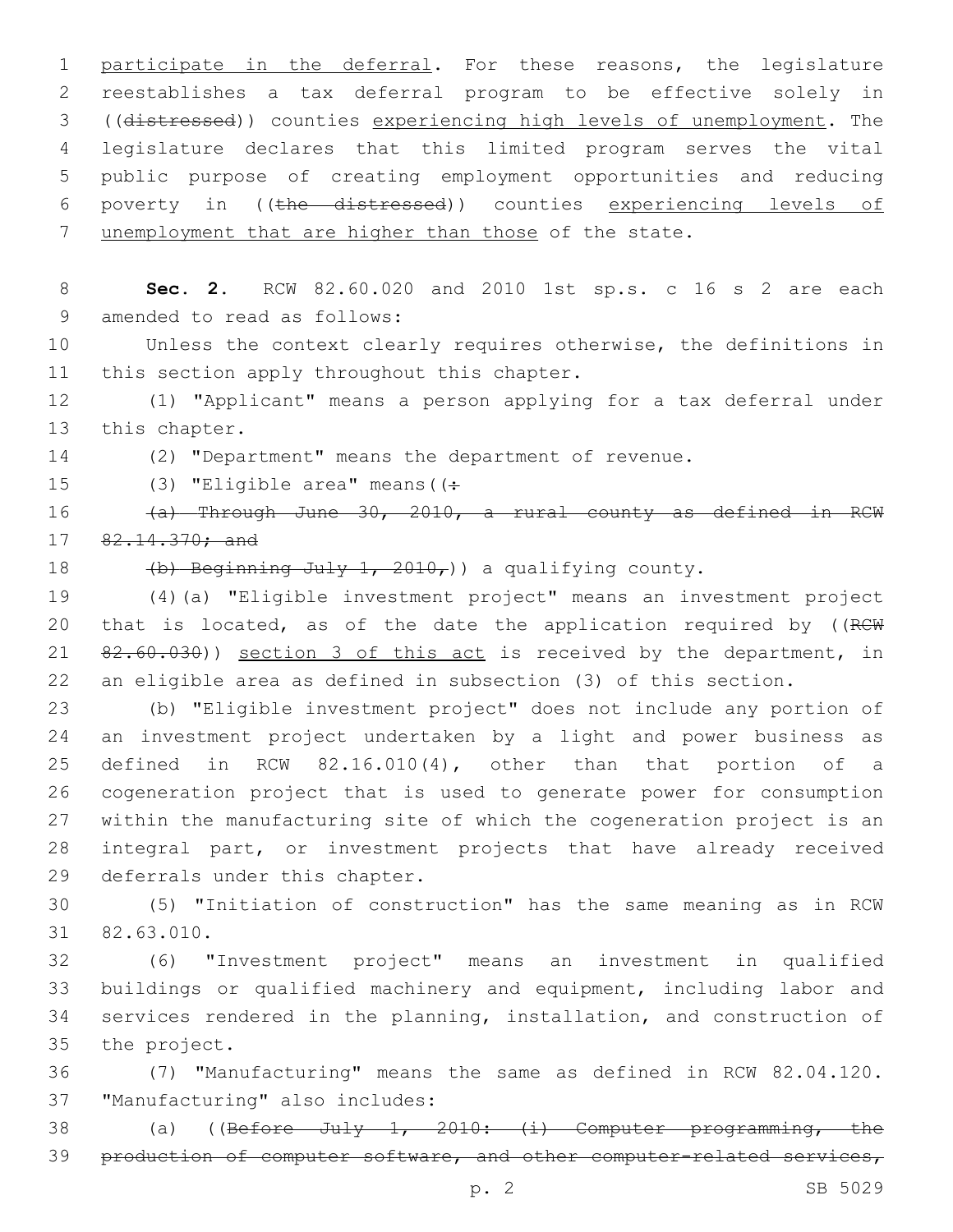participate in the deferral. For these reasons, the legislature reestablishes a tax deferral program to be effective solely in ((~~distressed~~)) counties experiencing high levels of unemployment. The legislature declares that this limited program serves the vital public purpose of creating employment opportunities and reducing poverty in ((~~the distressed~~)) counties experiencing levels of unemployment that are higher than those of the state.

**Sec. 2.** RCW 82.60.020 and 2010 1st sp.s. c 16 s 2 are each amended to read as follows:

Unless the context clearly requires otherwise, the definitions in this section apply throughout this chapter.

(1) "Applicant" means a person applying for a tax deferral under this chapter.

(2) "Department" means the department of revenue.

(3) "Eligible area" means((~~:~~

~~(a) Through June 30, 2010, a rural county as defined in RCW 82.14.370; and~~

~~(b) Beginning July 1, 2010,~~)) a qualifying county.

(4)(a) "Eligible investment project" means an investment project that is located, as of the date the application required by ((~~RCW 82.60.030~~)) section 3 of this act is received by the department, in an eligible area as defined in subsection (3) of this section.

(b) "Eligible investment project" does not include any portion of an investment project undertaken by a light and power business as defined in RCW 82.16.010(4), other than that portion of a cogeneration project that is used to generate power for consumption within the manufacturing site of which the cogeneration project is an integral part, or investment projects that have already received deferrals under this chapter.

(5) "Initiation of construction" has the same meaning as in RCW 82.63.010.

(6) "Investment project" means an investment in qualified buildings or qualified machinery and equipment, including labor and services rendered in the planning, installation, and construction of the project.

(7) "Manufacturing" means the same as defined in RCW 82.04.120. "Manufacturing" also includes:

(a) ((~~Before July 1, 2010: (i) Computer programming, the production of computer software, and other computer-related services,~~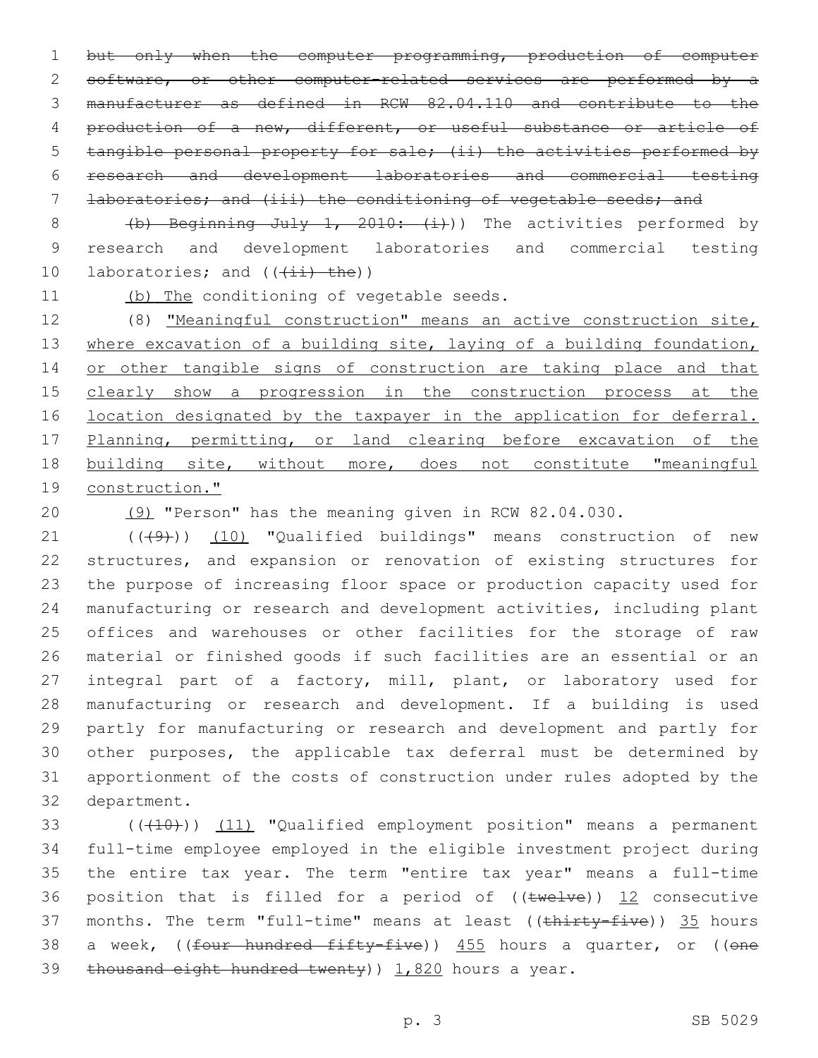~~but only when the computer programming, production of computer software, or other computer-related services are performed by a manufacturer as defined in RCW 82.04.110 and contribute to the production of a new, different, or useful substance or article of tangible personal property for sale; (ii) the activities performed by research and development laboratories and commercial testing laboratories; and (iii) the conditioning of vegetable seeds; and~~

~~(b) Beginning July 1, 2010: (i)~~)) The activities performed by research and development laboratories and commercial testing laboratories; and ((~~(ii) the~~))

(b) The conditioning of vegetable seeds.

(8) "Meaningful construction" means an active construction site, where excavation of a building site, laying of a building foundation, or other tangible signs of construction are taking place and that clearly show a progression in the construction process at the location designated by the taxpayer in the application for deferral. Planning, permitting, or land clearing before excavation of the building site, without more, does not constitute "meaningful construction."

(9) "Person" has the meaning given in RCW 82.04.030.

((~~(9)~~)) (10) "Qualified buildings" means construction of new structures, and expansion or renovation of existing structures for the purpose of increasing floor space or production capacity used for manufacturing or research and development activities, including plant offices and warehouses or other facilities for the storage of raw material or finished goods if such facilities are an essential or an integral part of a factory, mill, plant, or laboratory used for manufacturing or research and development. If a building is used partly for manufacturing or research and development and partly for other purposes, the applicable tax deferral must be determined by apportionment of the costs of construction under rules adopted by the department.

((~~(10)~~)) (11) "Qualified employment position" means a permanent full-time employee employed in the eligible investment project during the entire tax year. The term "entire tax year" means a full-time position that is filled for a period of ((~~twelve~~)) 12 consecutive months. The term "full-time" means at least ((~~thirty-five~~)) 35 hours a week, ((~~four hundred fifty-five~~)) 455 hours a quarter, or ((~~one thousand eight hundred twenty~~)) 1,820 hours a year.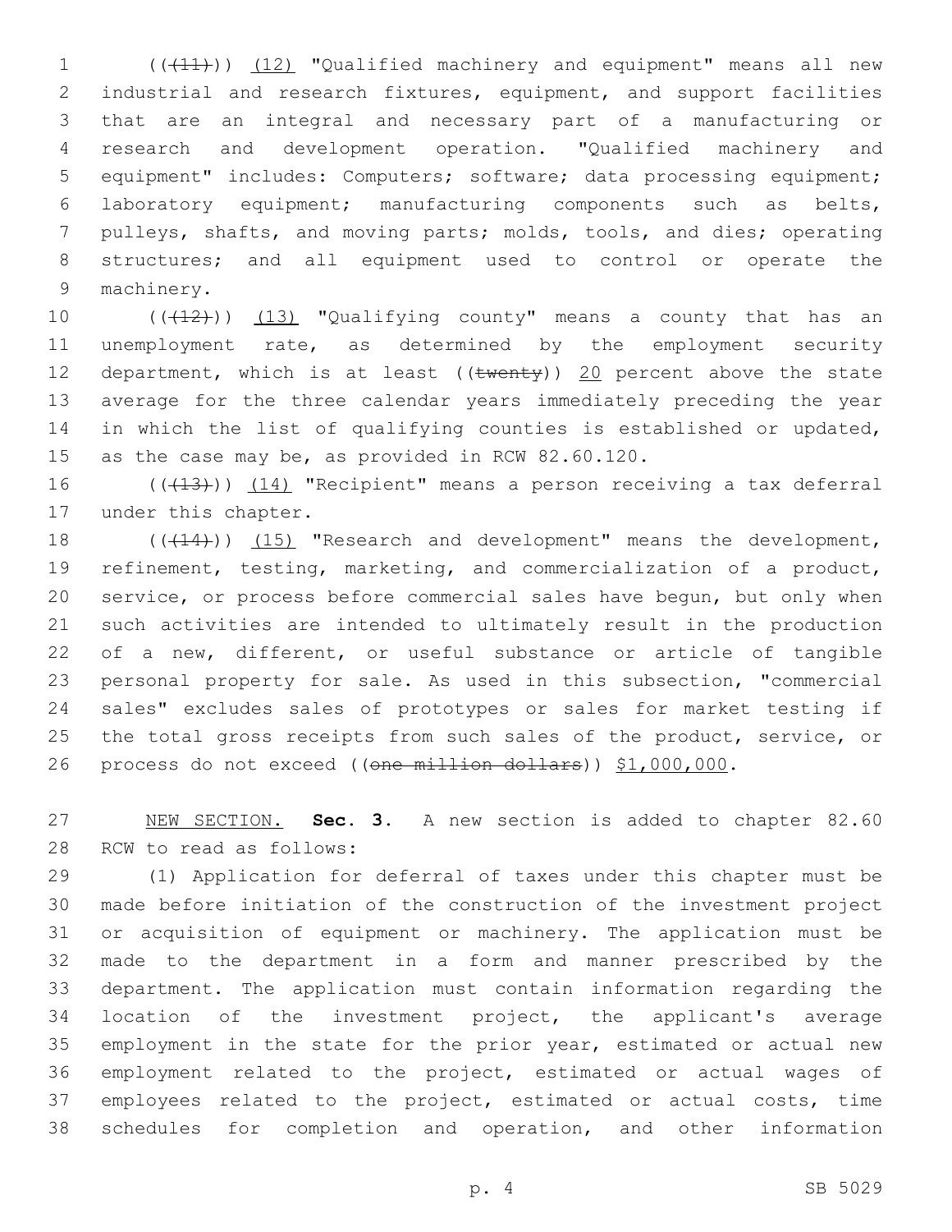((~~(11)~~)) <u>(12)</u> "Qualified machinery and equipment" means all new industrial and research fixtures, equipment, and support facilities that are an integral and necessary part of a manufacturing or research and development operation. "Qualified machinery and equipment" includes: Computers; software; data processing equipment; laboratory equipment; manufacturing components such as belts, pulleys, shafts, and moving parts; molds, tools, and dies; operating structures; and all equipment used to control or operate the machinery.

((~~(12)~~)) <u>(13)</u> "Qualifying county" means a county that has an unemployment rate, as determined by the employment security department, which is at least ((~~twenty~~)) <u>20</u> percent above the state average for the three calendar years immediately preceding the year in which the list of qualifying counties is established or updated, as the case may be, as provided in RCW 82.60.120.

((~~(13)~~)) <u>(14)</u> "Recipient" means a person receiving a tax deferral under this chapter.

((~~(14)~~)) <u>(15)</u> "Research and development" means the development, refinement, testing, marketing, and commercialization of a product, service, or process before commercial sales have begun, but only when such activities are intended to ultimately result in the production of a new, different, or useful substance or article of tangible personal property for sale. As used in this subsection, "commercial sales" excludes sales of prototypes or sales for market testing if the total gross receipts from such sales of the product, service, or process do not exceed ((~~one million dollars~~)) <u>$1,000,000</u>.

<u>NEW SECTION.</u> **Sec. 3.** A new section is added to chapter 82.60 RCW to read as follows:

(1) Application for deferral of taxes under this chapter must be made before initiation of the construction of the investment project or acquisition of equipment or machinery. The application must be made to the department in a form and manner prescribed by the department. The application must contain information regarding the location of the investment project, the applicant's average employment in the state for the prior year, estimated or actual new employment related to the project, estimated or actual wages of employees related to the project, estimated or actual costs, time schedules for completion and operation, and other information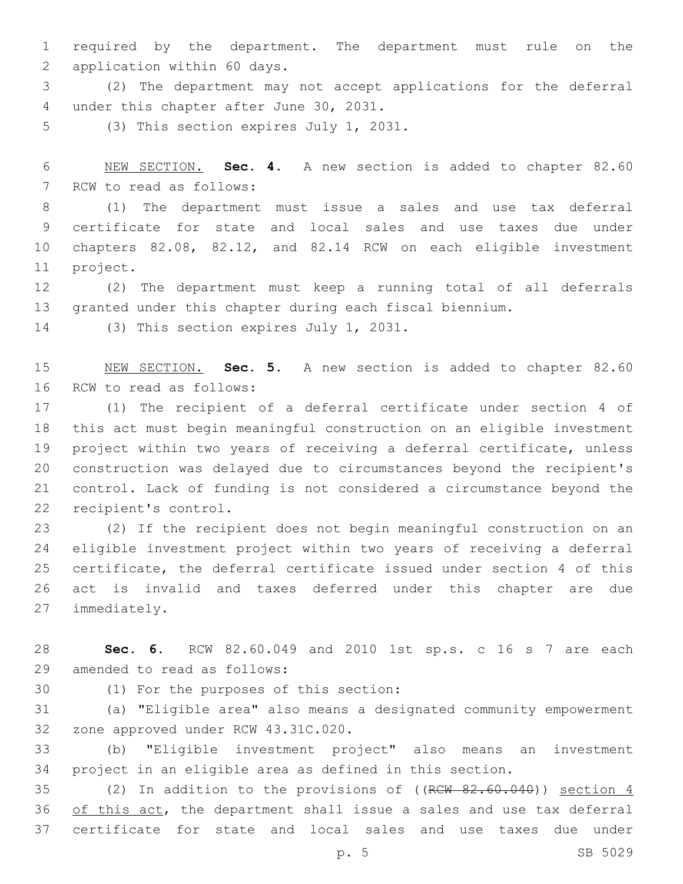required by the department. The department must rule on the application within 60 days.

(2) The department may not accept applications for the deferral under this chapter after June 30, 2031.

(3) This section expires July 1, 2031.

NEW SECTION. **Sec. 4.** A new section is added to chapter 82.60 RCW to read as follows:

(1) The department must issue a sales and use tax deferral certificate for state and local sales and use taxes due under chapters 82.08, 82.12, and 82.14 RCW on each eligible investment project.

(2) The department must keep a running total of all deferrals granted under this chapter during each fiscal biennium.

(3) This section expires July 1, 2031.

NEW SECTION. **Sec. 5.** A new section is added to chapter 82.60 RCW to read as follows:

(1) The recipient of a deferral certificate under section 4 of this act must begin meaningful construction on an eligible investment project within two years of receiving a deferral certificate, unless construction was delayed due to circumstances beyond the recipient's control. Lack of funding is not considered a circumstance beyond the recipient's control.

(2) If the recipient does not begin meaningful construction on an eligible investment project within two years of receiving a deferral certificate, the deferral certificate issued under section 4 of this act is invalid and taxes deferred under this chapter are due immediately.

**Sec. 6.** RCW 82.60.049 and 2010 1st sp.s. c 16 s 7 are each amended to read as follows:

(1) For the purposes of this section:

(a) "Eligible area" also means a designated community empowerment zone approved under RCW 43.31C.020.

(b) "Eligible investment project" also means an investment project in an eligible area as defined in this section.

(2) In addition to the provisions of ((~~RCW 82.60.040~~)) section 4 of this act, the department shall issue a sales and use tax deferral certificate for state and local sales and use taxes due under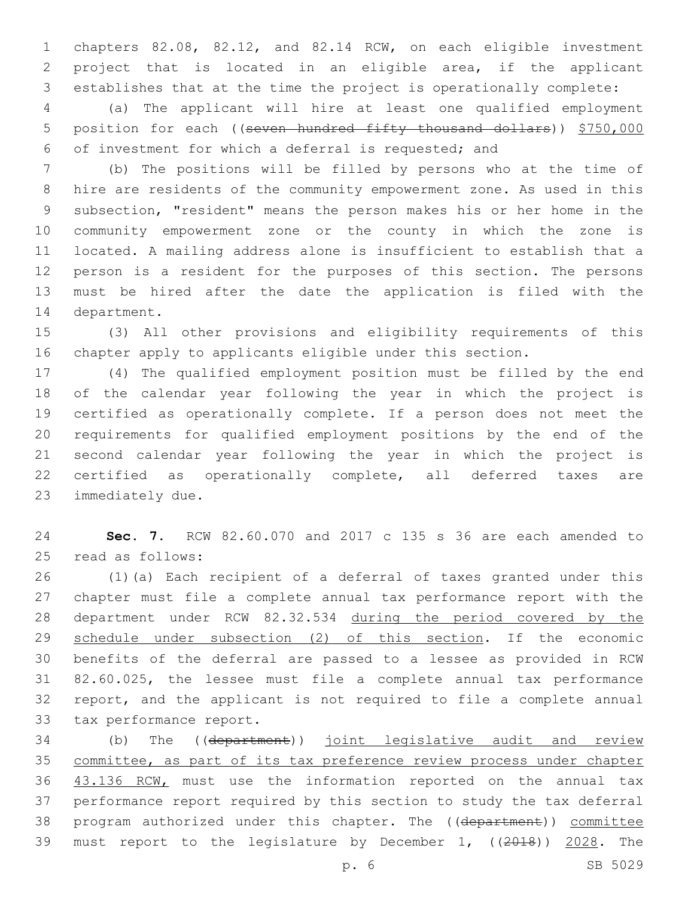chapters 82.08, 82.12, and 82.14 RCW, on each eligible investment project that is located in an eligible area, if the applicant establishes that at the time the project is operationally complete:

(a) The applicant will hire at least one qualified employment position for each ((~~seven hundred fifty thousand dollars~~)) <u>$750,000</u> of investment for which a deferral is requested; and

(b) The positions will be filled by persons who at the time of hire are residents of the community empowerment zone. As used in this subsection, "resident" means the person makes his or her home in the community empowerment zone or the county in which the zone is located. A mailing address alone is insufficient to establish that a person is a resident for the purposes of this section. The persons must be hired after the date the application is filed with the department.

(3) All other provisions and eligibility requirements of this chapter apply to applicants eligible under this section.

(4) The qualified employment position must be filled by the end of the calendar year following the year in which the project is certified as operationally complete. If a person does not meet the requirements for qualified employment positions by the end of the second calendar year following the year in which the project is certified as operationally complete, all deferred taxes are immediately due.

**Sec. 7.** RCW 82.60.070 and 2017 c 135 s 36 are each amended to read as follows:

(1)(a) Each recipient of a deferral of taxes granted under this chapter must file a complete annual tax performance report with the department under RCW 82.32.534 <u>during the period covered by the schedule under subsection (2) of this section</u>. If the economic benefits of the deferral are passed to a lessee as provided in RCW 82.60.025, the lessee must file a complete annual tax performance report, and the applicant is not required to file a complete annual tax performance report.

(b) The ((~~department~~)) <u>joint legislative audit and review committee, as part of its tax preference review process under chapter 43.136 RCW,</u> must use the information reported on the annual tax performance report required by this section to study the tax deferral program authorized under this chapter. The ((~~department~~)) <u>committee</u> must report to the legislature by December 1, ((~~2018~~)) <u>2028</u>. The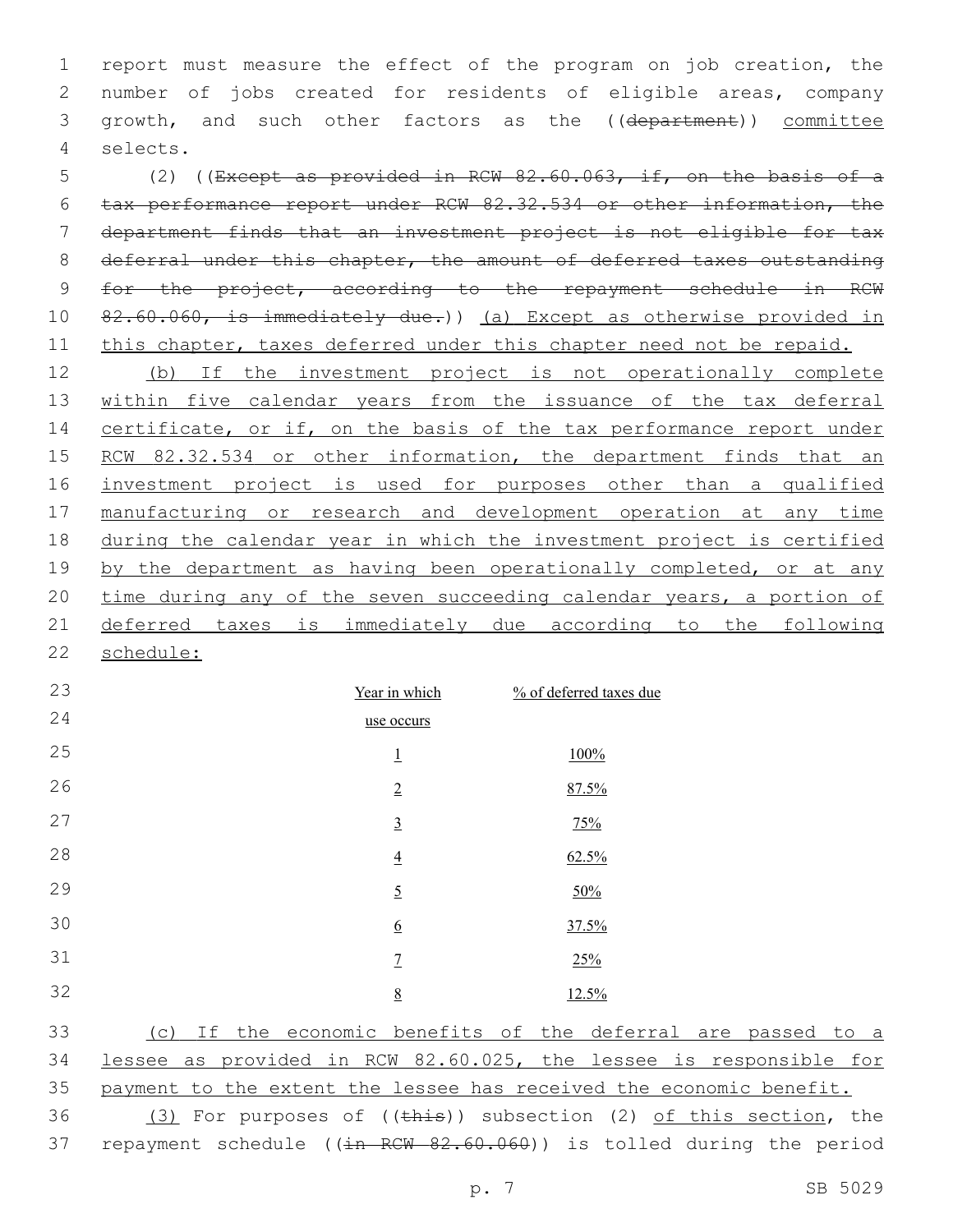report must measure the effect of the program on job creation, the number of jobs created for residents of eligible areas, company growth, and such other factors as the ((~~department~~)) committee selects.

(2) ((~~Except as provided in RCW 82.60.063, if, on the basis of a tax performance report under RCW 82.32.534 or other information, the department finds that an investment project is not eligible for tax deferral under this chapter, the amount of deferred taxes outstanding for the project, according to the repayment schedule in RCW 82.60.060, is immediately due.~~)) (a) Except as otherwise provided in this chapter, taxes deferred under this chapter need not be repaid.

(b) If the investment project is not operationally complete within five calendar years from the issuance of the tax deferral certificate, or if, on the basis of the tax performance report under RCW 82.32.534 or other information, the department finds that an investment project is used for purposes other than a qualified manufacturing or research and development operation at any time during the calendar year in which the investment project is certified by the department as having been operationally completed, or at any time during any of the seven succeeding calendar years, a portion of deferred taxes is immediately due according to the following schedule:

| Year in which use occurs | % of deferred taxes due |
|---|---|
| 1 | 100% |
| 2 | 87.5% |
| 3 | 75% |
| 4 | 62.5% |
| 5 | 50% |
| 6 | 37.5% |
| 7 | 25% |
| 8 | 12.5% |

(c) If the economic benefits of the deferral are passed to a lessee as provided in RCW 82.60.025, the lessee is responsible for payment to the extent the lessee has received the economic benefit.

(3) For purposes of ((~~this~~)) subsection (2) of this section, the repayment schedule ((~~in RCW 82.60.060~~)) is tolled during the period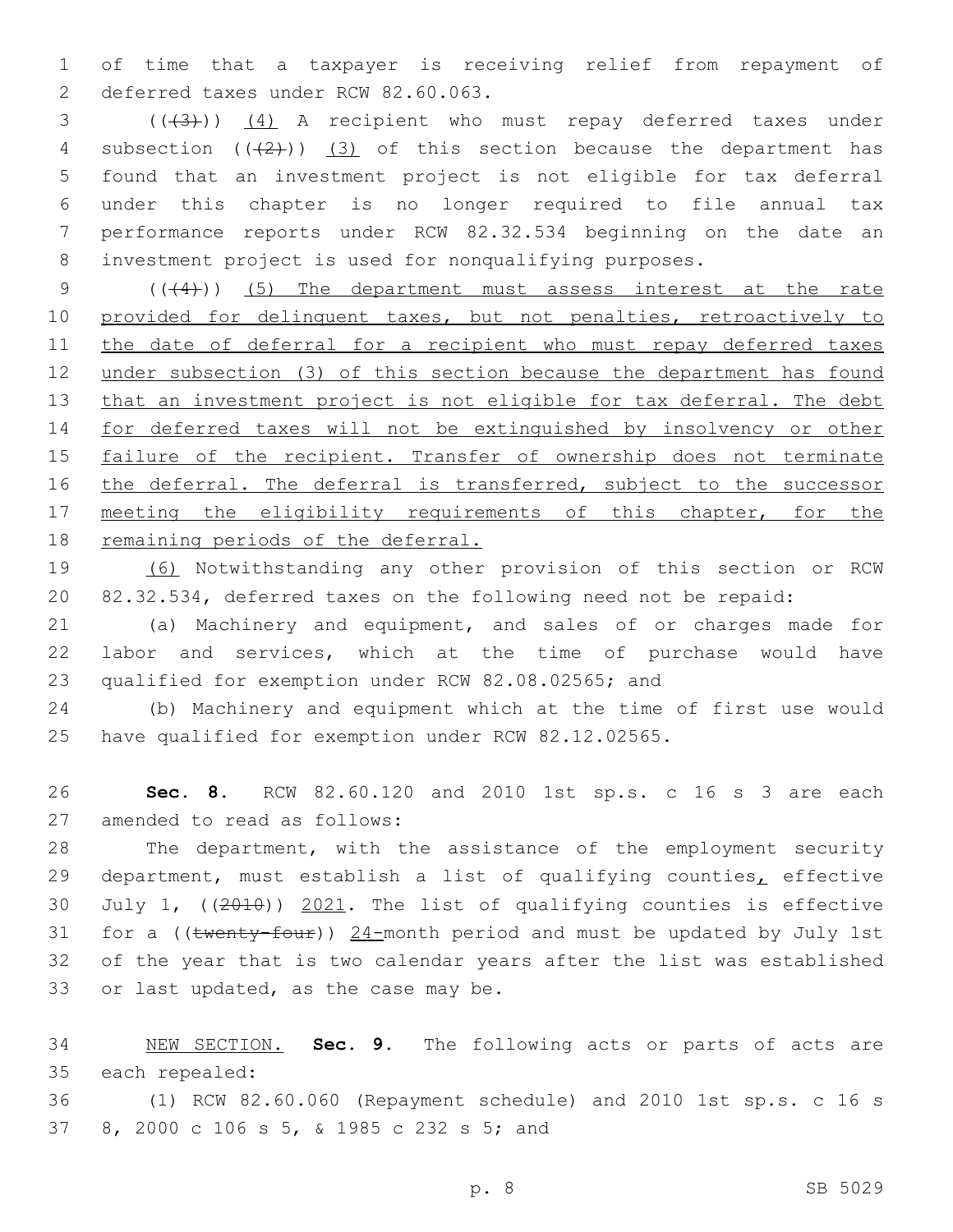of time that a taxpayer is receiving relief from repayment of deferred taxes under RCW 82.60.063.

(((3))) (4) A recipient who must repay deferred taxes under subsection (((2))) (3) of this section because the department has found that an investment project is not eligible for tax deferral under this chapter is no longer required to file annual tax performance reports under RCW 82.32.534 beginning on the date an investment project is used for nonqualifying purposes.

(((4))) (5) The department must assess interest at the rate provided for delinquent taxes, but not penalties, retroactively to the date of deferral for a recipient who must repay deferred taxes under subsection (3) of this section because the department has found that an investment project is not eligible for tax deferral. The debt for deferred taxes will not be extinguished by insolvency or other failure of the recipient. Transfer of ownership does not terminate the deferral. The deferral is transferred, subject to the successor meeting the eligibility requirements of this chapter, for the remaining periods of the deferral.

(6) Notwithstanding any other provision of this section or RCW 82.32.534, deferred taxes on the following need not be repaid:

(a) Machinery and equipment, and sales of or charges made for labor and services, which at the time of purchase would have qualified for exemption under RCW 82.08.02565; and

(b) Machinery and equipment which at the time of first use would have qualified for exemption under RCW 82.12.02565.

**Sec. 8.** RCW 82.60.120 and 2010 1st sp.s. c 16 s 3 are each amended to read as follows:

The department, with the assistance of the employment security department, must establish a list of qualifying counties, effective July 1, ((2010)) 2021. The list of qualifying counties is effective for a ((twenty-four)) 24-month period and must be updated by July 1st of the year that is two calendar years after the list was established or last updated, as the case may be.

NEW SECTION. **Sec. 9.** The following acts or parts of acts are each repealed:

(1) RCW 82.60.060 (Repayment schedule) and 2010 1st sp.s. c 16 s 8, 2000 c 106 s 5, & 1985 c 232 s 5; and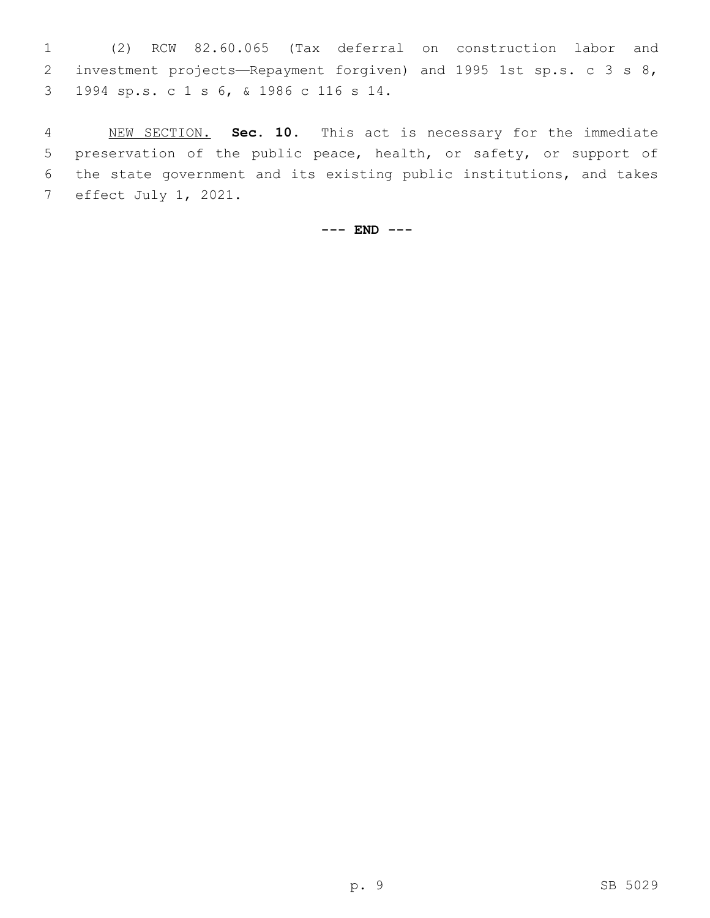(2) RCW 82.60.065 (Tax deferral on construction labor and investment projects—Repayment forgiven) and 1995 1st sp.s. c 3 s 8, 1994 sp.s. c 1 s 6, & 1986 c 116 s 14.

NEW SECTION. **Sec. 10.** This act is necessary for the immediate preservation of the public peace, health, or safety, or support of the state government and its existing public institutions, and takes effect July 1, 2021.

**--- END ---**